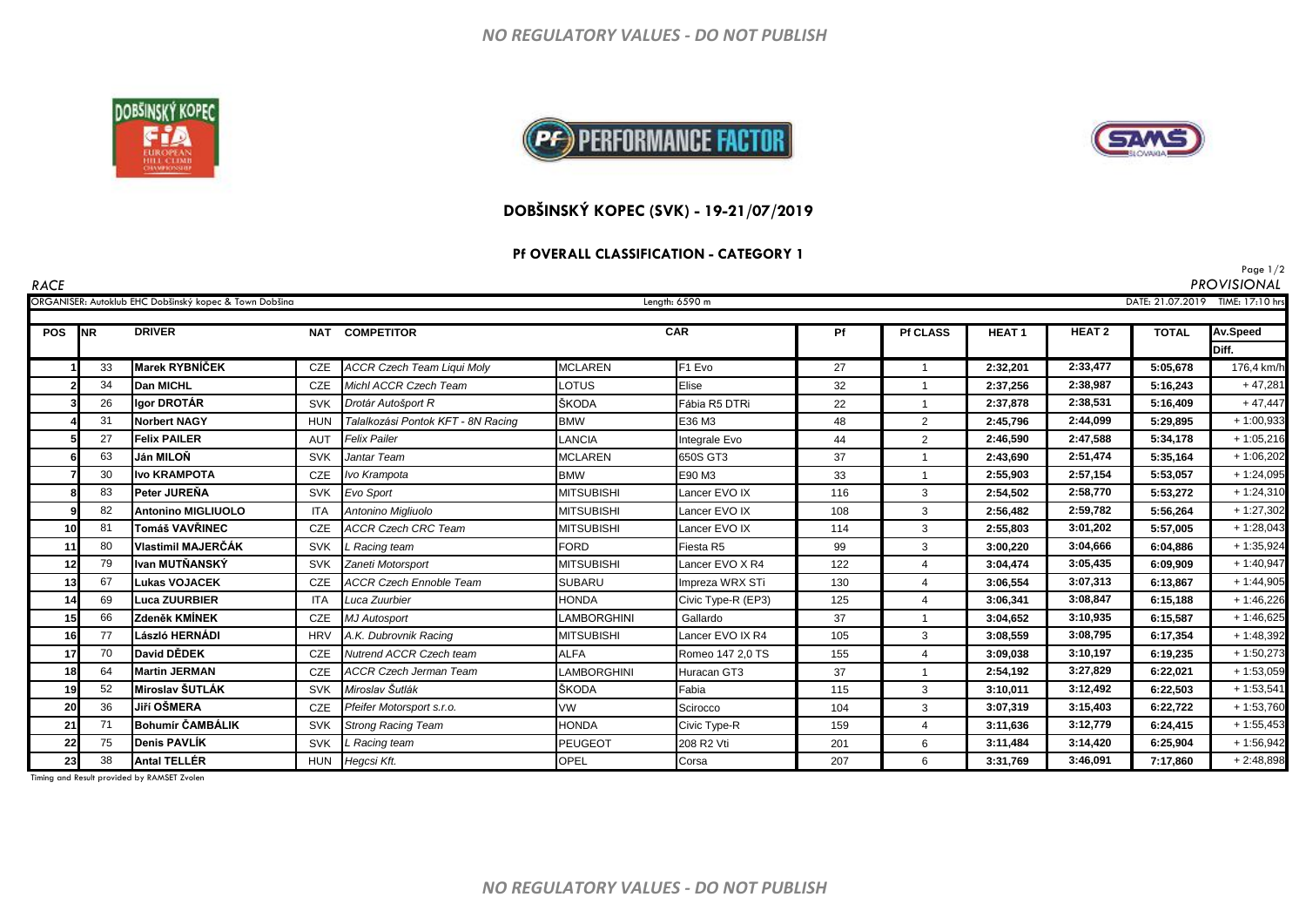*NO REGULATORY VALUES - DO NOT PUBLISH*

# DOBŠINSKÝ KOPEC (SVK) - 19-21/07/2019

## Pf OVERALL CLASSIFICATION - CATEGORY 1

*RACE* — *PROVISIONAL*

ORGANISER: Autoklub EHC Dobšinský kopec & Town Dobšina — Length: 6590 m — DATE: 21.07.2019 TIME: 17:10 hrs

| POS | NR | DRIVER | NAT | COMPETITOR | CAR | | Pf | Pf CLASS | HEAT 1 | HEAT 2 | TOTAL | Av.Speed Diff. |
|---|---|---|---|---|---|---|---|---|---|---|---|---|
| 1 | 33 | **Marek RYBNÍČEK** | CZE | *ACCR Czech Team Liqui Moly* | MCLAREN | F1 Evo | 27 | 1 | **2:32,201** | **2:33,477** | **5:05,678** | 176,4 km/h |
| 2 | 34 | **Dan MICHL** | CZE | *Michl ACCR Czech Team* | LOTUS | Elise | 32 | 1 | **2:37,256** | **2:38,987** | **5:16,243** | + 47,281 |
| 3 | 26 | **Igor DROTÁR** | SVK | *Drotár Autošport R* | ŠKODA | Fábia R5 DTRi | 22 | 1 | **2:37,878** | **2:38,531** | **5:16,409** | + 47,447 |
| 4 | 31 | **Norbert NAGY** | HUN | *Talalkozási Pontok KFT - 8N Racing* | BMW | E36 M3 | 48 | 2 | **2:45,796** | **2:44,099** | **5:29,895** | + 1:00,933 |
| 5 | 27 | **Felix PAILER** | AUT | *Felix Pailer* | LANCIA | Integrale Evo | 44 | 2 | **2:46,590** | **2:47,588** | **5:34,178** | + 1:05,216 |
| 6 | 63 | **Ján MILOŇ** | SVK | *Jantar Team* | MCLAREN | 650S GT3 | 37 | 1 | **2:43,690** | **2:51,474** | **5:35,164** | + 1:06,202 |
| 7 | 30 | **Ivo KRAMPOTA** | CZE | *Ivo Krampota* | BMW | E90 M3 | 33 | 1 | **2:55,903** | **2:57,154** | **5:53,057** | + 1:24,095 |
| 8 | 83 | **Peter JUREŇA** | SVK | *Evo Sport* | MITSUBISHI | Lancer EVO IX | 116 | 3 | **2:54,502** | **2:58,770** | **5:53,272** | + 1:24,310 |
| 9 | 82 | **Antonino MIGLIUOLO** | ITA | *Antonino Migliuolo* | MITSUBISHI | Lancer EVO IX | 108 | 3 | **2:56,482** | **2:59,782** | **5:56,264** | + 1:27,302 |
| 10 | 81 | **Tomáš VAVŘINEC** | CZE | *ACCR Czech CRC Team* | MITSUBISHI | Lancer EVO IX | 114 | 3 | **2:55,803** | **3:01,202** | **5:57,005** | + 1:28,043 |
| 11 | 80 | **Vlastimil MAJERČÁK** | SVK | *L Racing team* | FORD | Fiesta R5 | 99 | 3 | **3:00,220** | **3:04,666** | **6:04,886** | + 1:35,924 |
| 12 | 79 | **Ivan MUTŇANSKÝ** | SVK | *Zaneti Motorsport* | MITSUBISHI | Lancer EVO X R4 | 122 | 4 | **3:04,474** | **3:05,435** | **6:09,909** | + 1:40,947 |
| 13 | 67 | **Lukas VOJACEK** | CZE | *ACCR Czech Ennoble Team* | SUBARU | Impreza WRX STi | 130 | 4 | **3:06,554** | **3:07,313** | **6:13,867** | + 1:44,905 |
| 14 | 69 | **Luca ZUURBIER** | ITA | *Luca Zuurbier* | HONDA | Civic Type-R (EP3) | 125 | 4 | **3:06,341** | **3:08,847** | **6:15,188** | + 1:46,226 |
| 15 | 66 | **Zdeněk KMÍNEK** | CZE | *MJ Autosport* | LAMBORGHINI | Gallardo | 37 | 1 | **3:04,652** | **3:10,935** | **6:15,587** | + 1:46,625 |
| 16 | 77 | **László HERNÁDI** | HRV | *A.K. Dubrovnik Racing* | MITSUBISHI | Lancer EVO IX R4 | 105 | 3 | **3:08,559** | **3:08,795** | **6:17,354** | + 1:48,392 |
| 17 | 70 | **David DĚDEK** | CZE | *Nutrend ACCR Czech team* | ALFA | Romeo 147 2,0 TS | 155 | 4 | **3:09,038** | **3:10,197** | **6:19,235** | + 1:50,273 |
| 18 | 64 | **Martin JERMAN** | CZE | *ACCR Czech Jerman Team* | LAMBORGHINI | Huracan GT3 | 37 | 1 | **2:54,192** | **3:27,829** | **6:22,021** | + 1:53,059 |
| 19 | 52 | **Miroslav ŠUTLÁK** | SVK | *Miroslav Šutlák* | ŠKODA | Fabia | 115 | 3 | **3:10,011** | **3:12,492** | **6:22,503** | + 1:53,541 |
| 20 | 36 | **Jiří OŠMERA** | CZE | *Pfeifer Motorsport s.r.o.* | VW | Scirocco | 104 | 3 | **3:07,319** | **3:15,403** | **6:22,722** | + 1:53,760 |
| 21 | 71 | **Bohumír ČAMBÁLIK** | SVK | *Strong Racing Team* | HONDA | Civic Type-R | 159 | 4 | **3:11,636** | **3:12,779** | **6:24,415** | + 1:55,453 |
| 22 | 75 | **Denis PAVLÍK** | SVK | *L Racing team* | PEUGEOT | 208 R2 Vti | 201 | 6 | **3:11,484** | **3:14,420** | **6:25,904** | + 1:56,942 |
| 23 | 38 | **Antal TELLÉR** | HUN | *Hegcsi Kft.* | OPEL | Corsa | 207 | 6 | **3:31,769** | **3:46,091** | **7:17,860** | + 2:48,898 |

Timing and Result provided by RAMSET Zvolen

*NO REGULATORY VALUES - DO NOT PUBLISH*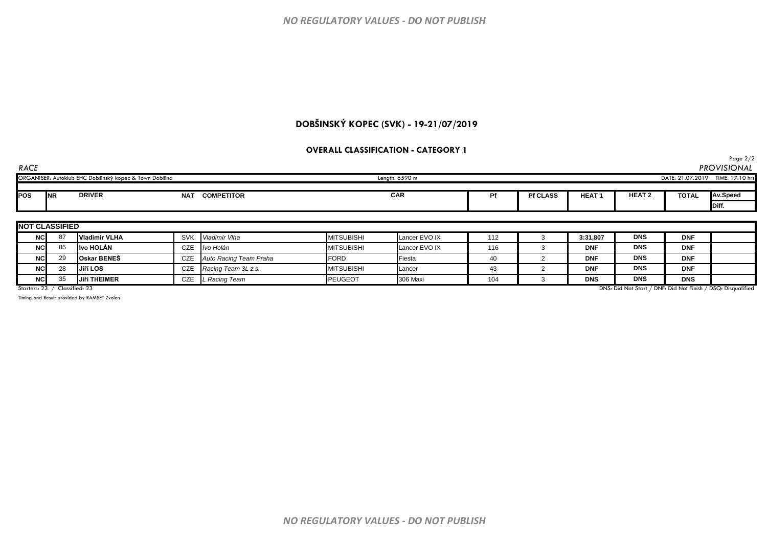NO REGULATORY VALUES - DO NOT PUBLISH

# DOBŠINSKÝ KOPEC (SVK) - 19-21/07/2019

## OVERALL CLASSIFICATION - CATEGORY 1

*RACE* *PROVISIONAL*

ORGANISER: Autoklub EHC Dobšinský kopec & Town Dobšina | Length: 6590 m | DATE: 21.07.2019 TIME: 17:10 hrs

| POS | NR | DRIVER | NAT | COMPETITOR | CAR | | Pf | Pf CLASS | HEAT 1 | HEAT 2 | TOTAL | Av.Speed / Diff. |
|---|---|---|---|---|---|---|---|---|---|---|---|---|
| **NOT CLASSIFIED** | | | | | | | | | | | | |
| NC | 87 | **Vladimír VLHA** | SVK | *Vladimír Vlha* | MITSUBISHI | Lancer EVO IX | 112 | 3 | **3:31,807** | **DNS** | **DNF** | |
| NC | 85 | **Ivo HOLÁN** | CZE | *Ivo Holán* | MITSUBISHI | Lancer EVO IX | 116 | 3 | **DNF** | **DNS** | **DNF** | |
| NC | 29 | **Oskar BENEŠ** | CZE | *Auto Racing Team Praha* | FORD | Fiesta | 40 | 2 | **DNF** | **DNS** | **DNF** | |
| NC | 28 | **Jiří LOS** | CZE | *Racing Team 3L z.s.* | MITSUBISHI | Lancer | 43 | 2 | **DNF** | **DNS** | **DNF** | |
| NC | 35 | **Jiří THEIMER** | CZE | *L Racing Team* | PEUGEOT | 306 Maxi | 104 | 3 | **DNS** | **DNS** | **DNS** | |

Starters: 23 / Classified: 23

DNS: Did Not Start / DNF: Did Not Finish / DSQ: Disqualified

Timing and Result provided by RAMSET Zvolen

NO REGULATORY VALUES - DO NOT PUBLISH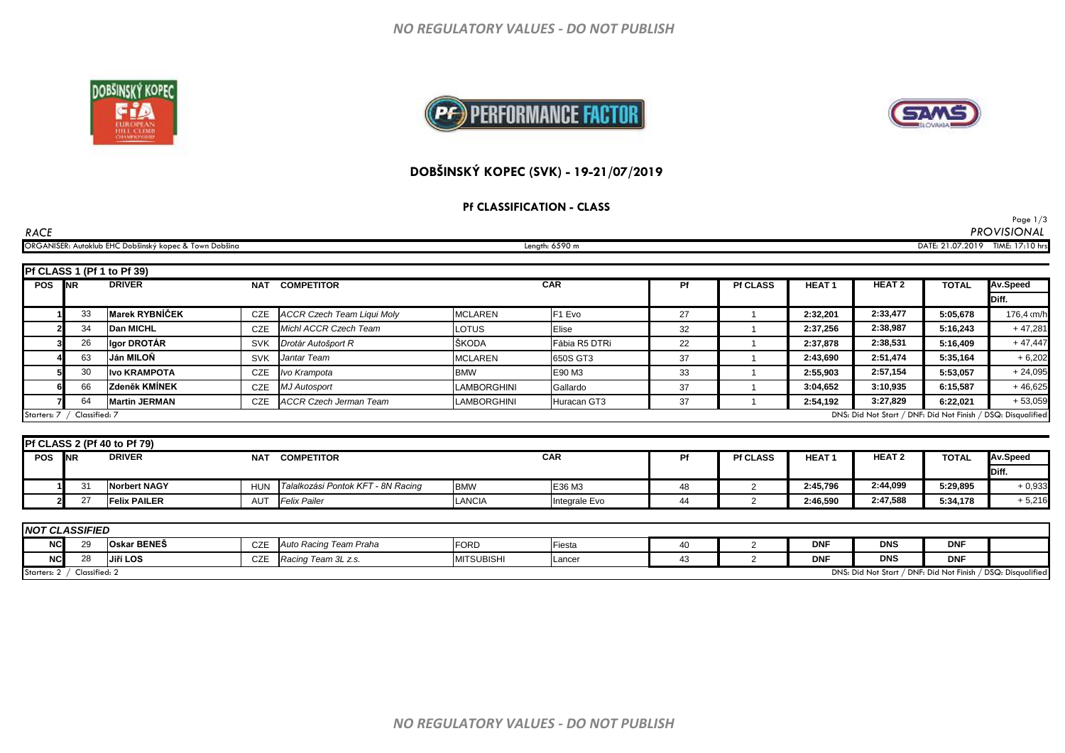NO REGULATORY VALUES - DO NOT PUBLISH

## DOBŠINSKÝ KOPEC (SVK) - 19-21/07/2019

### Pf CLASSIFICATION - CLASS

RACE — PROVISIONAL

ORGANISER: Autoklub EHC Dobšinský kopec & Town Dobšina — Length: 6590 m — DATE: 21.07.2019 TIME: 17:10 hrs

**Pf CLASS 1 (Pf 1 to Pf 39)**

| POS | NR | DRIVER | NAT | COMPETITOR | CAR | | Pf | Pf CLASS | HEAT 1 | HEAT 2 | TOTAL | Av.Speed / Diff. |
|---|---|---|---|---|---|---|---|---|---|---|---|---|
| 1 | 33 | Marek RYBNÍČEK | CZE | ACCR Czech Team Liqui Moly | MCLAREN | F1 Evo | 27 | 1 | 2:32,201 | 2:33,477 | 5:05,678 | 176,4 km/h |
| 2 | 34 | Dan MICHL | CZE | Michl ACCR Czech Team | LOTUS | Elise | 32 | 1 | 2:37,256 | 2:38,987 | 5:16,243 | + 47,281 |
| 3 | 26 | Igor DROTÁR | SVK | Drotár Autošport R | ŠKODA | Fábia R5 DTRi | 22 | 1 | 2:37,878 | 2:38,531 | 5:16,409 | + 47,447 |
| 4 | 63 | Ján MILOŇ | SVK | Jantar Team | MCLAREN | 650S GT3 | 37 | 1 | 2:43,690 | 2:51,474 | 5:35,164 | + 6,202 |
| 5 | 30 | Ivo KRAMPOTA | CZE | Ivo Krampota | BMW | E90 M3 | 33 | 1 | 2:55,903 | 2:57,154 | 5:53,057 | + 24,095 |
| 6 | 66 | Zdeněk KMÍNEK | CZE | MJ Autosport | LAMBORGHINI | Gallardo | 37 | 1 | 3:04,652 | 3:10,935 | 6:15,587 | + 46,625 |
| 7 | 64 | Martin JERMAN | CZE | ACCR Czech Jerman Team | LAMBORGHINI | Huracan GT3 | 37 | 1 | 2:54,192 | 3:27,829 | 6:22,021 | + 53,059 |

Starters: 7 / Classified: 7 — DNS: Did Not Start / DNF: Did Not Finish / DSQ: Disqualified

**Pf CLASS 2 (Pf 40 to Pf 79)**

| POS | NR | DRIVER | NAT | COMPETITOR | CAR | | Pf | Pf CLASS | HEAT 1 | HEAT 2 | TOTAL | Av.Speed / Diff. |
|---|---|---|---|---|---|---|---|---|---|---|---|---|
| 1 | 31 | Norbert NAGY | HUN | Talalkozási Pontok KFT - 8N Racing | BMW | E36 M3 | 48 | 2 | 2:45,796 | 2:44,099 | 5:29,895 | + 0,933 |
| 2 | 27 | Felix PAILER | AUT | Felix Pailer | LANCIA | Integrale Evo | 44 | 2 | 2:46,590 | 2:47,588 | 5:34,178 | + 5,216 |

**NOT CLASSIFIED**

| POS | NR | DRIVER | NAT | COMPETITOR | CAR | | Pf | Pf CLASS | HEAT 1 | HEAT 2 | TOTAL | Av.Speed / Diff. |
|---|---|---|---|---|---|---|---|---|---|---|---|---|
| NC | 29 | Oskar BENEŠ | CZE | Auto Racing Team Praha | FORD | Fiesta | 40 | 2 | DNF | DNS | DNF | |
| NC | 28 | Jiří LOS | CZE | Racing Team 3L z.s. | MITSUBISHI | Lancer | 43 | 2 | DNF | DNS | DNF | |

Starters: 2 / Classified: 2 — DNS: Did Not Start / DNF: Did Not Finish / DSQ: Disqualified

NO REGULATORY VALUES - DO NOT PUBLISH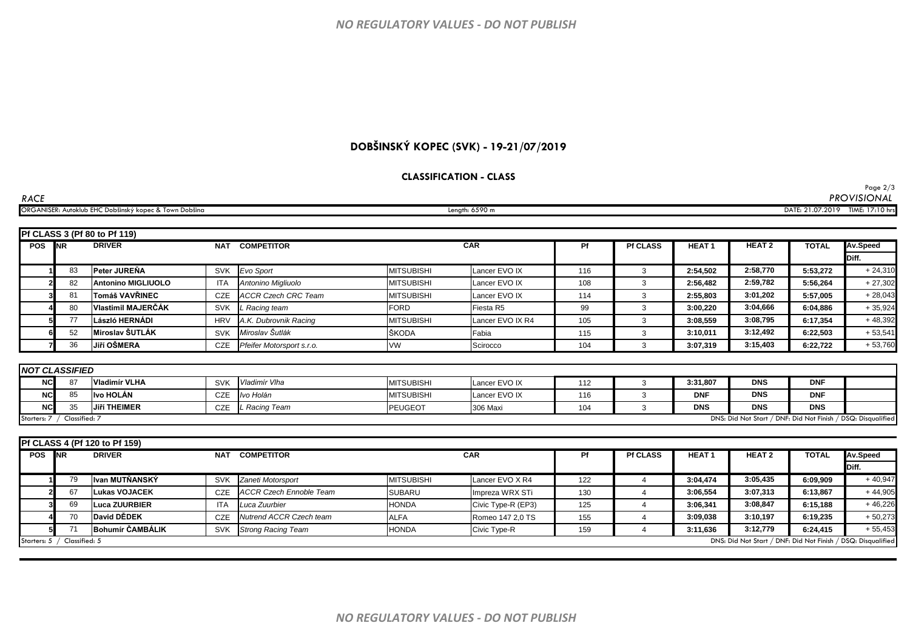NO REGULATORY VALUES - DO NOT PUBLISH

# DOBŠINSKÝ KOPEC (SVK) - 19-21/07/2019

## CLASSIFICATION - CLASS

*RACE* — *PROVISIONAL*

ORGANISER: Autoklub EHC Dobšinský kopec & Town Dobšina — Length: 6590 m — DATE: 21.07.2019 TIME: 17:10 hrs

### Pf CLASS 3 (Pf 80 to Pf 119)

| POS | NR | DRIVER | NAT | COMPETITOR | CAR | | Pf | Pf CLASS | HEAT 1 | HEAT 2 | TOTAL | Av.Speed Diff. |
|---|---|---|---|---|---|---|---|---|---|---|---|---|
| 1 | 83 | **Peter JUREŇA** | SVK | *Evo Sport* | MITSUBISHI | Lancer EVO IX | 116 | 3 | 2:54,502 | 2:58,770 | 5:53,272 | + 24,310 |
| 2 | 82 | **Antonino MIGLIUOLO** | ITA | *Antonino Migliuolo* | MITSUBISHI | Lancer EVO IX | 108 | 3 | 2:56,482 | 2:59,782 | 5:56,264 | + 27,302 |
| 3 | 81 | **Tomáš VAVŘINEC** | CZE | *ACCR Czech CRC Team* | MITSUBISHI | Lancer EVO IX | 114 | 3 | 2:55,803 | 3:01,202 | 5:57,005 | + 28,043 |
| 4 | 80 | **Vlastimil MAJERČÁK** | SVK | *L Racing team* | FORD | Fiesta R5 | 99 | 3 | 3:00,220 | 3:04,666 | 6:04,886 | + 35,924 |
| 5 | 77 | **László HERNÁDI** | HRV | *A.K. Dubrovnik Racing* | MITSUBISHI | Lancer EVO IX R4 | 105 | 3 | 3:08,559 | 3:08,795 | 6:17,354 | + 48,392 |
| 6 | 52 | **Miroslav ŠUTLÁK** | SVK | *Miroslav Šutlák* | ŠKODA | Fabia | 115 | 3 | 3:10,011 | 3:12,492 | 6:22,503 | + 53,541 |
| 7 | 36 | **Jiří OŠMERA** | CZE | *Pfeifer Motorsport s.r.o.* | VW | Scirocco | 104 | 3 | 3:07,319 | 3:15,403 | 6:22,722 | + 53,760 |

### *NOT CLASSIFIED*

| POS | NR | DRIVER | NAT | COMPETITOR | CAR | | Pf | Pf CLASS | HEAT 1 | HEAT 2 | TOTAL | Av.Speed Diff. |
|---|---|---|---|---|---|---|---|---|---|---|---|---|
| NC | 87 | **Vladimír VLHA** | SVK | *Vladimír Vlha* | MITSUBISHI | Lancer EVO IX | 112 | 3 | 3:31,807 | DNS | DNF | |
| NC | 85 | **Ivo HOLÁN** | CZE | *Ivo Holán* | MITSUBISHI | Lancer EVO IX | 116 | 3 | DNF | DNS | DNF | |
| NC | 35 | **Jiří THEIMER** | CZE | *L Racing Team* | PEUGEOT | 306 Maxi | 104 | 3 | DNS | DNS | DNS | |

Starters: 7 / Classified: 7 — DNS: Did Not Start / DNF: Did Not Finish / DSQ: Disqualified

### Pf CLASS 4 (Pf 120 to Pf 159)

| POS | NR | DRIVER | NAT | COMPETITOR | CAR | | Pf | Pf CLASS | HEAT 1 | HEAT 2 | TOTAL | Av.Speed Diff. |
|---|---|---|---|---|---|---|---|---|---|---|---|---|
| 1 | 79 | **Ivan MUTŇANSKÝ** | SVK | *Zaneti Motorsport* | MITSUBISHI | Lancer EVO X R4 | 122 | 4 | 3:04,474 | 3:05,435 | 6:09,909 | + 40,947 |
| 2 | 67 | **Lukas VOJACEK** | CZE | *ACCR Czech Ennoble Team* | SUBARU | Impreza WRX STi | 130 | 4 | 3:06,554 | 3:07,313 | 6:13,867 | + 44,905 |
| 3 | 69 | **Luca ZUURBIER** | ITA | *Luca Zuurbier* | HONDA | Civic Type-R (EP3) | 125 | 4 | 3:06,341 | 3:08,847 | 6:15,188 | + 46,226 |
| 4 | 70 | **David DĚDEK** | CZE | *Nutrend ACCR Czech team* | ALFA | Romeo 147 2,0 TS | 155 | 4 | 3:09,038 | 3:10,197 | 6:19,235 | + 50,273 |
| 5 | 71 | **Bohumír ČAMBÁLIK** | SVK | *Strong Racing Team* | HONDA | Civic Type-R | 159 | 4 | 3:11,636 | 3:12,779 | 6:24,415 | + 55,453 |

Starters: 5 / Classified: 5 — DNS: Did Not Start / DNF: Did Not Finish / DSQ: Disqualified

NO REGULATORY VALUES - DO NOT PUBLISH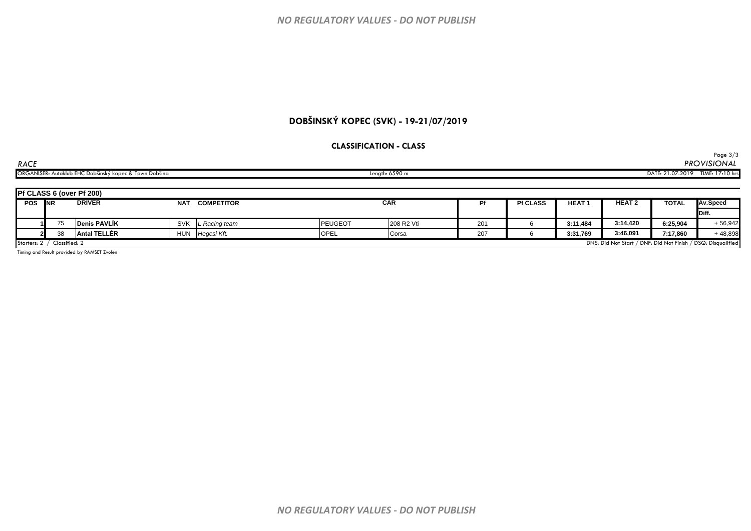NO REGULATORY VALUES - DO NOT PUBLISH

# DOBŠINSKÝ KOPEC (SVK) - 19-21/07/2019

## CLASSIFICATION - CLASS

*RACE* *PROVISIONAL*

ORGANISER: Autoklub EHC Dobšinský kopec & Town Dobšina Length: 6590 m DATE: 21.07.2019 TIME: 17:10 hrs

**Pf CLASS 6 (over Pf 200)**

| POS | NR | DRIVER | NAT | COMPETITOR | CAR | | Pf | Pf CLASS | HEAT 1 | HEAT 2 | TOTAL | Av.Speed / Diff. |
|---|---|---|---|---|---|---|---|---|---|---|---|---|
| 1 | 75 | **Denis PAVLÍK** | SVK | *L Racing team* | PEUGEOT | 208 R2 Vti | 201 | 6 | **3:11,484** | **3:14,420** | **6:25,904** | + 56,942 |
| 2 | 38 | **Antal TELLÉR** | HUN | *Hegcsi Kft.* | OPEL | Corsa | 207 | 6 | **3:31,769** | **3:46,091** | **7:17,860** | + 48,898 |

Starters: 2 / Classified: 2

DNS: Did Not Start / DNF: Did Not Finish / DSQ: Disqualified

Timing and Result provided by RAMSET Zvolen

NO REGULATORY VALUES - DO NOT PUBLISH